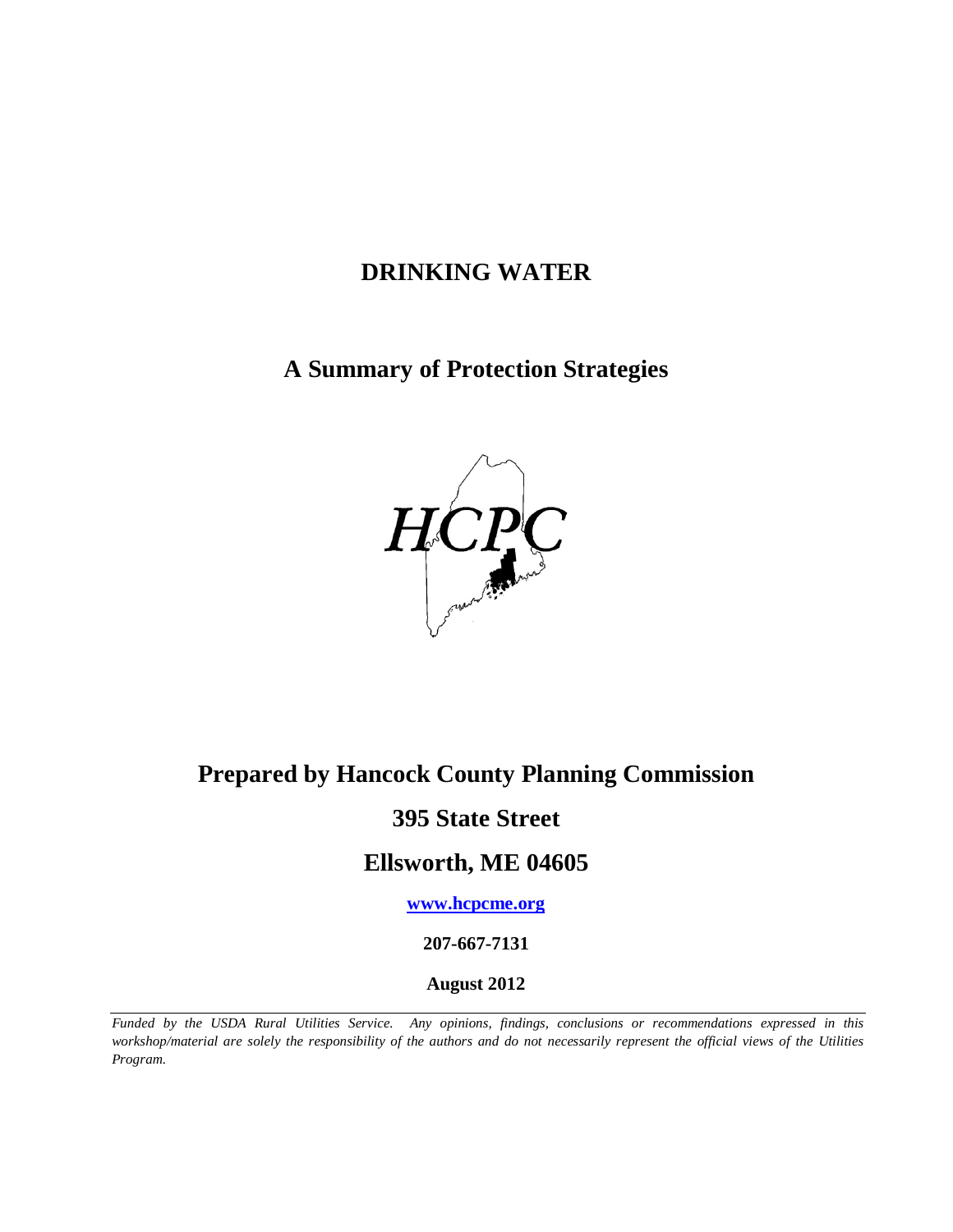# DRINKING WATER

## A Summary of Protection Strategies

HCPC

**Prepared by Hancock County Planning Commission**

**395 State Street**

**Ellsworth, ME 04605**

**[www.hcpcme.org](http://www.hcpcme.org)**

**207-667-7131**

**August 2012**

---

*Funded by the USDA Rural Utilities Service. Any opinions, findings, conclusions or recommendations expressed in this workshop/material are solely the responsibility of the authors and do not necessarily represent the official views of the Utilities Program.*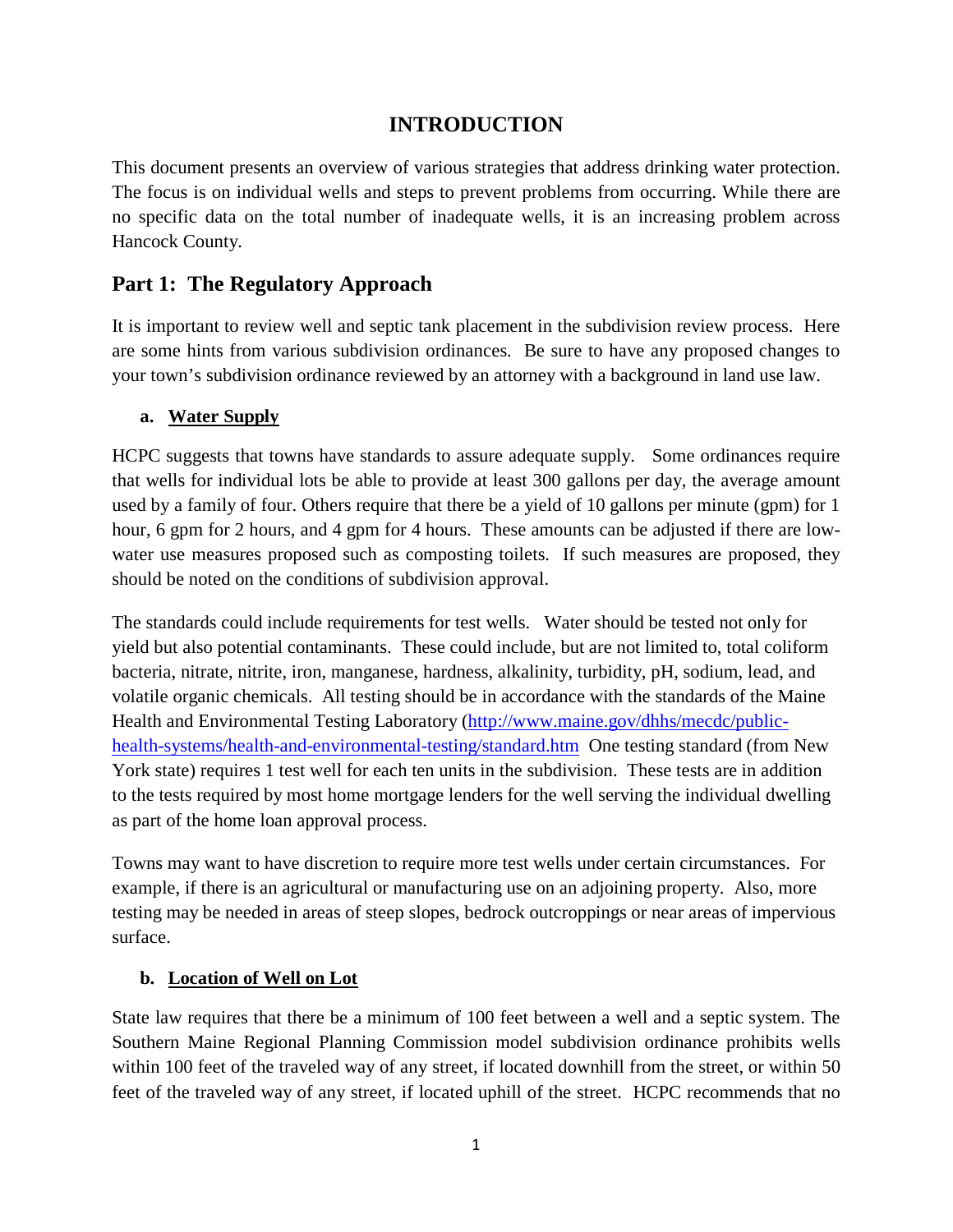# INTRODUCTION

This document presents an overview of various strategies that address drinking water protection. The focus is on individual wells and steps to prevent problems from occurring. While there are no specific data on the total number of inadequate wells, it is an increasing problem across Hancock County.

## Part 1: The Regulatory Approach

It is important to review well and septic tank placement in the subdivision review process. Here are some hints from various subdivision ordinances. Be sure to have any proposed changes to your town's subdivision ordinance reviewed by an attorney with a background in land use law.

### a. Water Supply

HCPC suggests that towns have standards to assure adequate supply. Some ordinances require that wells for individual lots be able to provide at least 300 gallons per day, the average amount used by a family of four. Others require that there be a yield of 10 gallons per minute (gpm) for 1 hour, 6 gpm for 2 hours, and 4 gpm for 4 hours. These amounts can be adjusted if there are low-water use measures proposed such as composting toilets. If such measures are proposed, they should be noted on the conditions of subdivision approval.

The standards could include requirements for test wells. Water should be tested not only for yield but also potential contaminants. These could include, but are not limited to, total coliform bacteria, nitrate, nitrite, iron, manganese, hardness, alkalinity, turbidity, pH, sodium, lead, and volatile organic chemicals. All testing should be in accordance with the standards of the Maine Health and Environmental Testing Laboratory (http://www.maine.gov/dhhs/mecdc/public-health-systems/health-and-environmental-testing/standard.htm One testing standard (from New York state) requires 1 test well for each ten units in the subdivision. These tests are in addition to the tests required by most home mortgage lenders for the well serving the individual dwelling as part of the home loan approval process.

Towns may want to have discretion to require more test wells under certain circumstances. For example, if there is an agricultural or manufacturing use on an adjoining property. Also, more testing may be needed in areas of steep slopes, bedrock outcroppings or near areas of impervious surface.

### b. Location of Well on Lot

State law requires that there be a minimum of 100 feet between a well and a septic system. The Southern Maine Regional Planning Commission model subdivision ordinance prohibits wells within 100 feet of the traveled way of any street, if located downhill from the street, or within 50 feet of the traveled way of any street, if located uphill of the street. HCPC recommends that no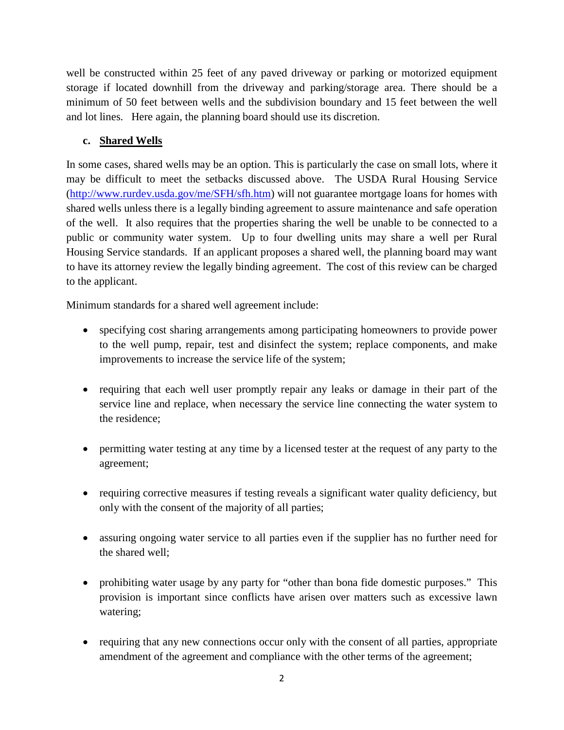well be constructed within 25 feet of any paved driveway or parking or motorized equipment storage if located downhill from the driveway and parking/storage area. There should be a minimum of 50 feet between wells and the subdivision boundary and 15 feet between the well and lot lines. Here again, the planning board should use its discretion.

### c. Shared Wells

In some cases, shared wells may be an option. This is particularly the case on small lots, where it may be difficult to meet the setbacks discussed above. The USDA Rural Housing Service (http://www.rurdev.usda.gov/me/SFH/sfh.htm) will not guarantee mortgage loans for homes with shared wells unless there is a legally binding agreement to assure maintenance and safe operation of the well. It also requires that the properties sharing the well be unable to be connected to a public or community water system. Up to four dwelling units may share a well per Rural Housing Service standards. If an applicant proposes a shared well, the planning board may want to have its attorney review the legally binding agreement. The cost of this review can be charged to the applicant.

Minimum standards for a shared well agreement include:

- specifying cost sharing arrangements among participating homeowners to provide power to the well pump, repair, test and disinfect the system; replace components, and make improvements to increase the service life of the system;
- requiring that each well user promptly repair any leaks or damage in their part of the service line and replace, when necessary the service line connecting the water system to the residence;
- permitting water testing at any time by a licensed tester at the request of any party to the agreement;
- requiring corrective measures if testing reveals a significant water quality deficiency, but only with the consent of the majority of all parties;
- assuring ongoing water service to all parties even if the supplier has no further need for the shared well;
- prohibiting water usage by any party for "other than bona fide domestic purposes." This provision is important since conflicts have arisen over matters such as excessive lawn watering;
- requiring that any new connections occur only with the consent of all parties, appropriate amendment of the agreement and compliance with the other terms of the agreement;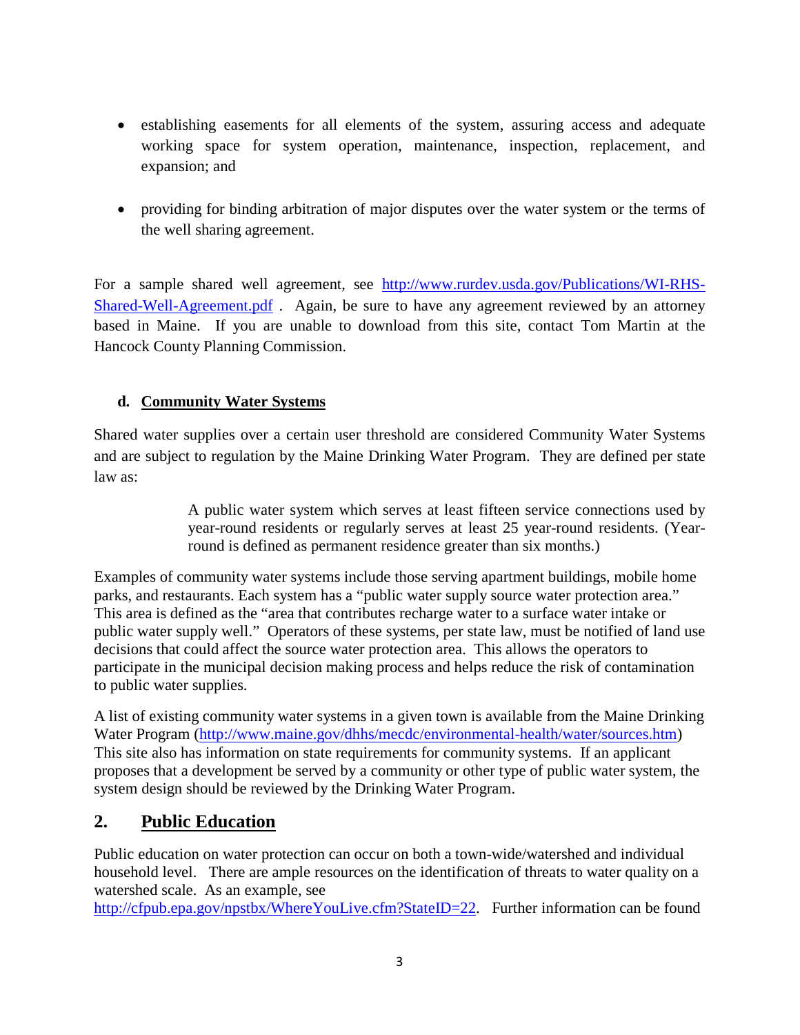- establishing easements for all elements of the system, assuring access and adequate working space for system operation, maintenance, inspection, replacement, and expansion; and

- providing for binding arbitration of major disputes over the water system or the terms of the well sharing agreement.

For a sample shared well agreement, see [http://www.rurdev.usda.gov/Publications/WI-RHS-Shared-Well-Agreement.pdf](http://www.rurdev.usda.gov/Publications/WI-RHS-Shared-Well-Agreement.pdf) . Again, be sure to have any agreement reviewed by an attorney based in Maine. If you are unable to download from this site, contact Tom Martin at the Hancock County Planning Commission.

#### d. <u>Community Water Systems</u>

Shared water supplies over a certain user threshold are considered Community Water Systems and are subject to regulation by the Maine Drinking Water Program. They are defined per state law as:

> A public water system which serves at least fifteen service connections used by year-round residents or regularly serves at least 25 year-round residents. (Year-round is defined as permanent residence greater than six months.)

Examples of community water systems include those serving apartment buildings, mobile home parks, and restaurants. Each system has a "public water supply source water protection area." This area is defined as the "area that contributes recharge water to a surface water intake or public water supply well." Operators of these systems, per state law, must be notified of land use decisions that could affect the source water protection area. This allows the operators to participate in the municipal decision making process and helps reduce the risk of contamination to public water supplies.

A list of existing community water systems in a given town is available from the Maine Drinking Water Program ([http://www.maine.gov/dhhs/mecdc/environmental-health/water/sources.htm](http://www.maine.gov/dhhs/mecdc/environmental-health/water/sources.htm)) This site also has information on state requirements for community systems. If an applicant proposes that a development be served by a community or other type of public water system, the system design should be reviewed by the Drinking Water Program.

## 2. <u>Public Education</u>

Public education on water protection can occur on both a town-wide/watershed and individual household level. There are ample resources on the identification of threats to water quality on a watershed scale. As an example, see [http://cfpub.epa.gov/npstbx/WhereYouLive.cfm?StateID=22](http://cfpub.epa.gov/npstbx/WhereYouLive.cfm?StateID=22). Further information can be found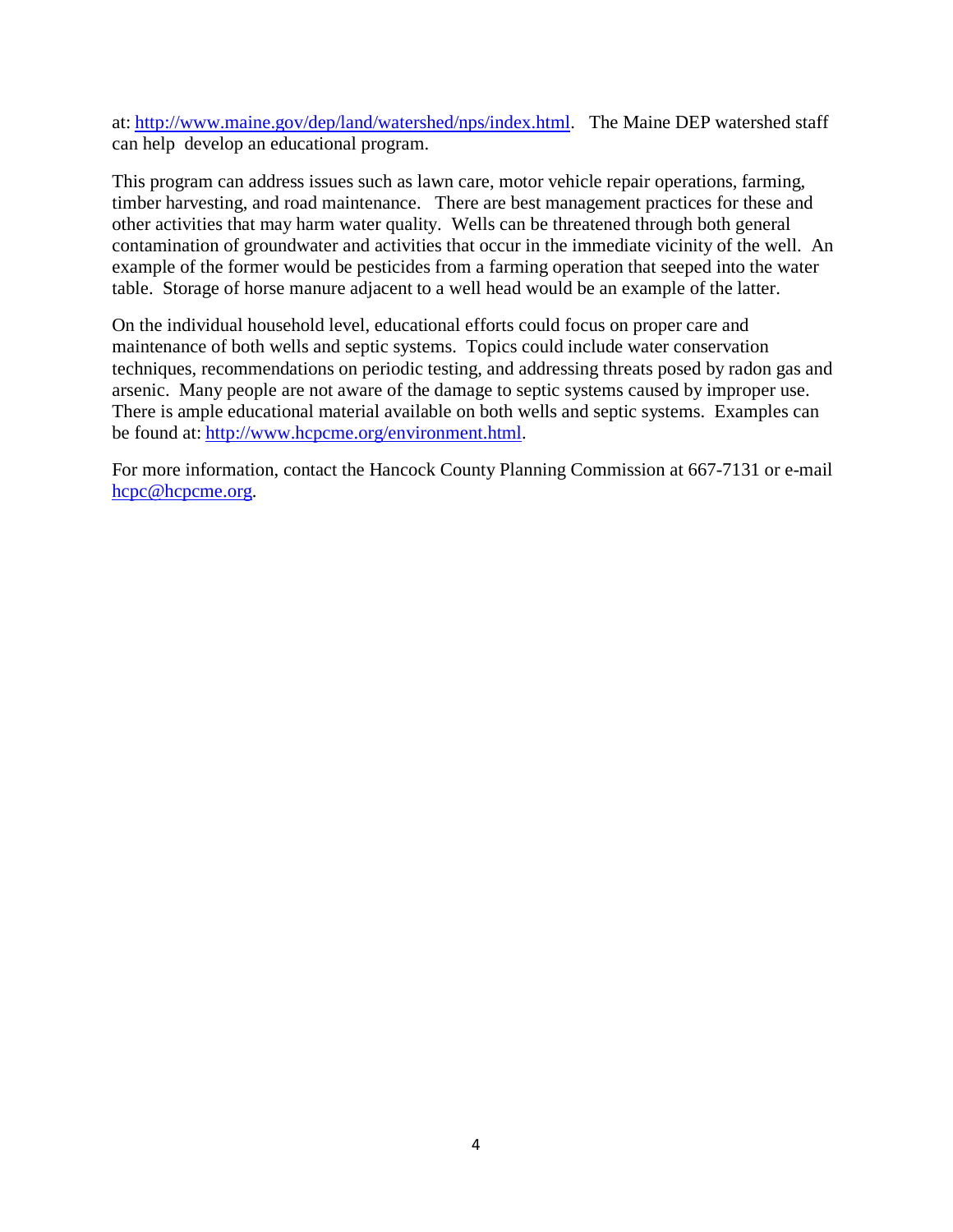at: [http://www.maine.gov/dep/land/watershed/nps/index.html](http://www.maine.gov/dep/land/watershed/nps/index.html). The Maine DEP watershed staff can help develop an educational program.

This program can address issues such as lawn care, motor vehicle repair operations, farming, timber harvesting, and road maintenance. There are best management practices for these and other activities that may harm water quality. Wells can be threatened through both general contamination of groundwater and activities that occur in the immediate vicinity of the well. An example of the former would be pesticides from a farming operation that seeped into the water table. Storage of horse manure adjacent to a well head would be an example of the latter.

On the individual household level, educational efforts could focus on proper care and maintenance of both wells and septic systems. Topics could include water conservation techniques, recommendations on periodic testing, and addressing threats posed by radon gas and arsenic. Many people are not aware of the damage to septic systems caused by improper use. There is ample educational material available on both wells and septic systems. Examples can be found at: [http://www.hcpcme.org/environment.html](http://www.hcpcme.org/environment.html).

For more information, contact the Hancock County Planning Commission at 667-7131 or e-mail [hcpc@hcpcme.org](mailto:hcpc@hcpcme.org).